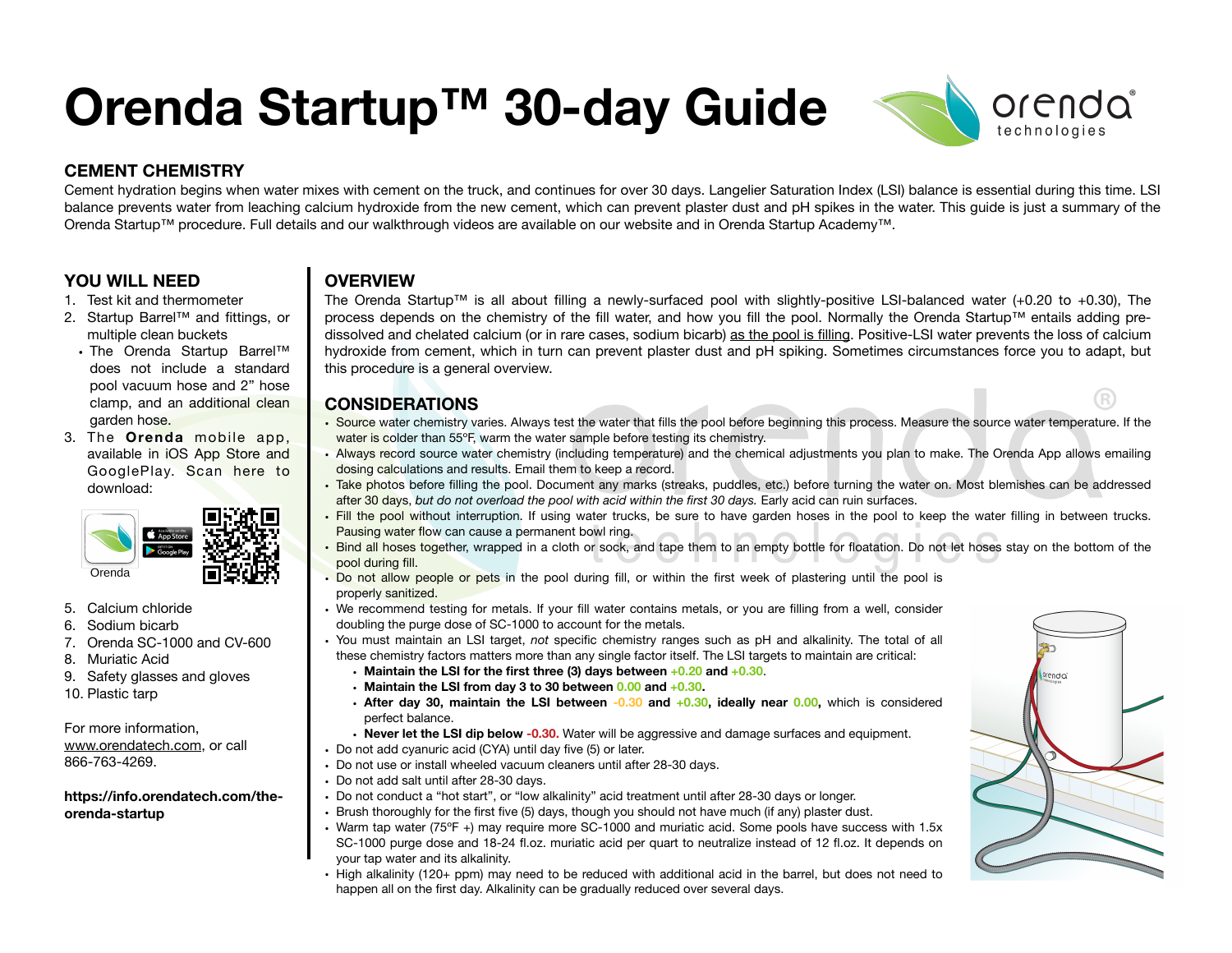# Orenda Startup™ 30-day Guide

## CEMENT CHEMISTRY

Cement hydration begins when water mixes with cement on the truck, and continues for over 30 days. Langelier Saturation Index (LSI) balance is essential during this time. LSI balance prevents water from leaching calcium hydroxide from the new cement, which can prevent plaster dust and pH spikes in the water. This guide is just a summary of the Orenda Startup™ procedure. Full details and our walkthrough videos are available on our website and in Orenda Startup Academy™.

## YOU WILL NEED

1. Test kit and thermometer
2. Startup Barrel™ and fittings, or multiple clean buckets
   - The Orenda Startup Barrel™ does not include a standard pool vacuum hose and 2" hose clamp, and an additional clean garden hose.
3. The **Orenda** mobile app, available in iOS App Store and GooglePlay. Scan here to download:

Orenda

5. Calcium chloride
6. Sodium bicarb
7. Orenda SC-1000 and CV-600
8. Muriatic Acid
9. Safety glasses and gloves
10. Plastic tarp

For more information, www.orendatech.com, or call 866-763-4269.

**https://info.orendatech.com/the-orenda-startup**

## OVERVIEW

The Orenda Startup™ is all about filling a newly-surfaced pool with slightly-positive LSI-balanced water (+0.20 to +0.30). The process depends on the chemistry of the fill water, and how you fill the pool. Normally the Orenda Startup™ entails adding pre-dissolved and chelated calcium (or in rare cases, sodium bicarb) as the pool is filling. Positive-LSI water prevents the loss of calcium hydroxide from cement, which in turn can prevent plaster dust and pH spiking. Sometimes circumstances force you to adapt, but this procedure is a general overview.

## CONSIDERATIONS

- Source water chemistry varies. Always test the water that fills the pool before beginning this process. Measure the source water temperature. If the water is colder than 55ºF, warm the water sample before testing its chemistry.
- Always record source water chemistry (including temperature) and the chemical adjustments you plan to make. The Orenda App allows emailing dosing calculations and results. Email them to keep a record.
- Take photos before filling the pool. Document any marks (streaks, puddles, etc.) before turning the water on. Most blemishes can be addressed after 30 days, *but do not overload the pool with acid within the first 30 days.* Early acid can ruin surfaces.
- Fill the pool without interruption. If using water trucks, be sure to have garden hoses in the pool to keep the water filling in between trucks. Pausing water flow can cause a permanent bowl ring.
- Bind all hoses together, wrapped in a cloth or sock, and tape them to an empty bottle for floatation. Do not let hoses stay on the bottom of the pool during fill.
- Do not allow people or pets in the pool during fill, or within the first week of plastering until the pool is properly sanitized.
- We recommend testing for metals. If your fill water contains metals, or you are filling from a well, consider doubling the purge dose of SC-1000 to account for the metals.
- You must maintain an LSI target, *not* specific chemistry ranges such as pH and alkalinity. The total of all these chemistry factors matters more than any single factor itself. The LSI targets to maintain are critical:
  - **Maintain the LSI for the first three (3) days between +0.20 and +0.30.**
  - **Maintain the LSI from day 3 to 30 between 0.00 and +0.30.**
  - **After day 30, maintain the LSI between -0.30 and +0.30, ideally near 0.00,** which is considered perfect balance.
  - **Never let the LSI dip below -0.30.** Water will be aggressive and damage surfaces and equipment.
- Do not add cyanuric acid (CYA) until day five (5) or later.
- Do not use or install wheeled vacuum cleaners until after 28-30 days.
- Do not add salt until after 28-30 days.
- Do not conduct a "hot start", or "low alkalinity" acid treatment until after 28-30 days or longer.
- Brush thoroughly for the first five (5) days, though you should not have much (if any) plaster dust.
- Warm tap water (75ºF +) may require more SC-1000 and muriatic acid. Some pools have success with 1.5x SC-1000 purge dose and 18-24 fl.oz. muriatic acid per quart to neutralize instead of 12 fl.oz. It depends on your tap water and its alkalinity.
- High alkalinity (120+ ppm) may need to be reduced with additional acid in the barrel, but does not need to happen all on the first day. Alkalinity can be gradually reduced over several days.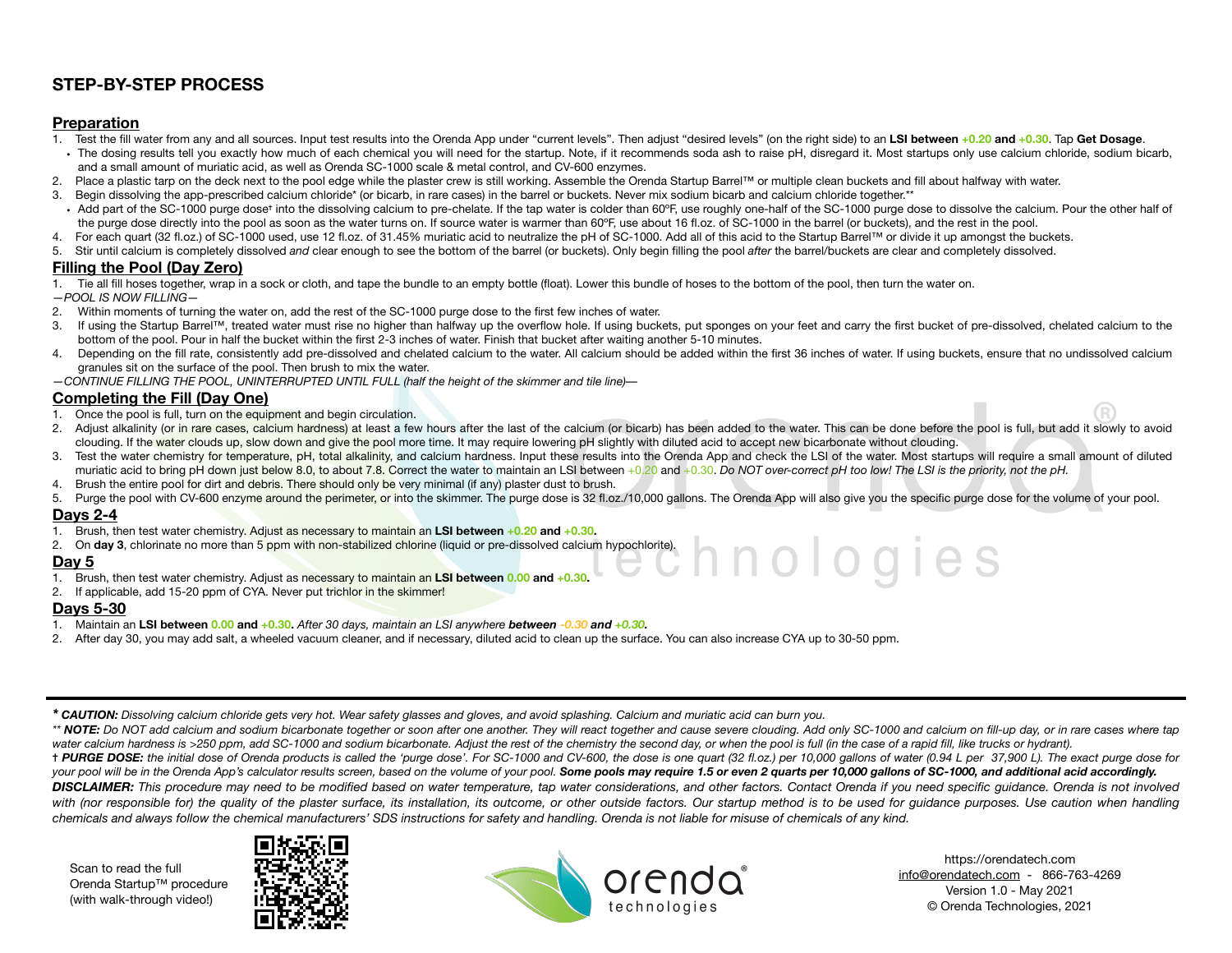## STEP-BY-STEP PROCESS

### Preparation

1. Test the fill water from any and all sources. Input test results into the Orenda App under "current levels". Then adjust "desired levels" (on the right side) to an **LSI between +0.20 and +0.30**. Tap **Get Dosage**.
   - The dosing results tell you exactly how much of each chemical you will need for the startup. Note, if it recommends soda ash to raise pH, disregard it. Most startups only use calcium chloride, sodium bicarb, and a small amount of muriatic acid, as well as Orenda SC-1000 scale & metal control, and CV-600 enzymes.
2. Place a plastic tarp on the deck next to the pool edge while the plaster crew is still working. Assemble the Orenda Startup Barrel™ or multiple clean buckets and fill about halfway with water.
3. Begin dissolving the app-prescribed calcium chloride* (or bicarb, in rare cases) in the barrel or buckets. Never mix sodium bicarb and calcium chloride together.**
   - Add part of the SC-1000 purge dose† into the dissolving calcium to pre-chelate. If the tap water is colder than 60ºF, use roughly one-half of the SC-1000 purge dose to dissolve the calcium. Pour the other half of the purge dose directly into the pool as soon as the water turns on. If source water is warmer than 60ºF, use about 16 fl.oz. of SC-1000 in the barrel (or buckets), and the rest in the pool.
4. For each quart (32 fl.oz.) of SC-1000 used, use 12 fl.oz. of 31.45% muriatic acid to neutralize the pH of SC-1000. Add all of this acid to the Startup Barrel™ or divide it up amongst the buckets.
5. Stir until calcium is completely dissolved *and* clear enough to see the bottom of the barrel (or buckets). Only begin filling the pool *after* the barrel/buckets are clear and completely dissolved.

### Filling the Pool (Day Zero)

1. Tie all fill hoses together, wrap in a sock or cloth, and tape the bundle to an empty bottle (float). Lower this bundle of hoses to the bottom of the pool, then turn the water on.

*—POOL IS NOW FILLING—*

2. Within moments of turning the water on, add the rest of the SC-1000 purge dose to the first few inches of water.
3. If using the Startup Barrel™, treated water must rise no higher than halfway up the overflow hole. If using buckets, put sponges on your feet and carry the first bucket of pre-dissolved, chelated calcium to the bottom of the pool. Pour in half the bucket within the first 2-3 inches of water. Finish that bucket after waiting another 5-10 minutes.
4. Depending on the fill rate, consistently add pre-dissolved and chelated calcium to the water. All calcium should be added within the first 36 inches of water. If using buckets, ensure that no undissolved calcium granules sit on the surface of the pool. Then brush to mix the water.

*—CONTINUE FILLING THE POOL, UNINTERRUPTED UNTIL FULL (half the height of the skimmer and tile line)—*

### Completing the Fill (Day One)

1. Once the pool is full, turn on the equipment and begin circulation.
2. Adjust alkalinity (or in rare cases, calcium hardness) at least a few hours after the last of the calcium (or bicarb) has been added to the water. This can be done before the pool is full, but add it slowly to avoid clouding. If the water clouds up, slow down and give the pool more time. It may require lowering pH slightly with diluted acid to accept new bicarbonate without clouding.
3. Test the water chemistry for temperature, pH, total alkalinity, and calcium hardness. Input these results into the Orenda App and check the LSI of the water. Most startups will require a small amount of diluted muriatic acid to bring pH down just below 8.0, to about 7.8. Correct the water to maintain an LSI between +0.20 and +0.30. *Do NOT over-correct pH too low! The LSI is the priority, not the pH.*
4. Brush the entire pool for dirt and debris. There should only be very minimal (if any) plaster dust to brush.
5. Purge the pool with CV-600 enzyme around the perimeter, or into the skimmer. The purge dose is 32 fl.oz./10,000 gallons. The Orenda App will also give you the specific purge dose for the volume of your pool.

### Days 2-4

1. Brush, then test water chemistry. Adjust as necessary to maintain an **LSI between +0.20 and +0.30.**
2. On **day 3**, chlorinate no more than 5 ppm with non-stabilized chlorine (liquid or pre-dissolved calcium hypochlorite).

### Day 5

1. Brush, then test water chemistry. Adjust as necessary to maintain an **LSI between 0.00 and +0.30.**
2. If applicable, add 15-20 ppm of CYA. Never put trichlor in the skimmer!

### Days 5-30

1. Maintain an **LSI between 0.00 and +0.30.** *After 30 days, maintain an LSI anywhere **between -0.30 and +0.30.***
2. After day 30, you may add salt, a wheeled vacuum cleaner, and if necessary, diluted acid to clean up the surface. You can also increase CYA up to 30-50 ppm.

---

***\* CAUTION:*** *Dissolving calcium chloride gets very hot. Wear safety glasses and gloves, and avoid splashing. Calcium and muriatic acid can burn you.*

*\*\* **NOTE:** Do NOT add calcium and sodium bicarbonate together or soon after one another. They will react together and cause severe clouding. Add only SC-1000 and calcium on fill-up day, or in rare cases where tap water calcium hardness is >250 ppm, add SC-1000 and sodium bicarbonate. Adjust the rest of the chemistry the second day, or when the pool is full (in the case of a rapid fill, like trucks or hydrant).*

*† **PURGE DOSE:** the initial dose of Orenda products is called the 'purge dose'. For SC-1000 and CV-600, the dose is one quart (32 fl.oz.) per 10,000 gallons of water (0.94 L per 37,900 L). The exact purge dose for your pool will be in the Orenda App's calculator results screen, based on the volume of your pool. **Some pools may require 1.5 or even 2 quarts per 10,000 gallons of SC-1000, and additional acid accordingly.***

***DISCLAIMER:*** *This procedure may need to be modified based on water temperature, tap water considerations, and other factors. Contact Orenda if you need specific guidance. Orenda is not involved with (nor responsible for) the quality of the plaster surface, its installation, its outcome, or other outside factors. Our startup method is to be used for guidance purposes. Use caution when handling chemicals and always follow the chemical manufacturers' SDS instructions for safety and handling. Orenda is not liable for misuse of chemicals of any kind.*

Scan to read the full Orenda Startup™ procedure (with walk-through video!)

orenda® technologies

https://orendatech.com
info@orendatech.com - 866-763-4269
Version 1.0 - May 2021
© Orenda Technologies, 2021